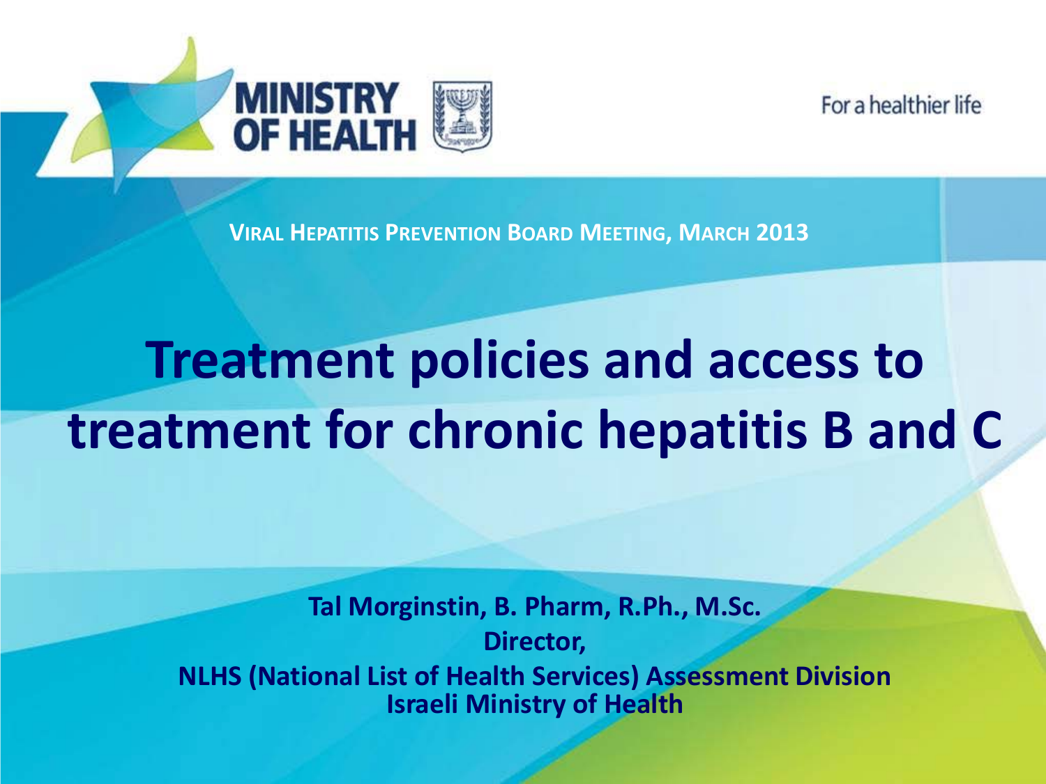MINISTRY OF HEALTH

For a healthier life

**Viral Hepatitis Prevention Board Meeting, March 2013**

# Treatment policies and access to treatment for chronic hepatitis B and C

**Tal Morginstin, B. Pharm, R.Ph., M.Sc.**
**Director,**
**NLHS (National List of Health Services) Assessment Division**
**Israeli Ministry of Health**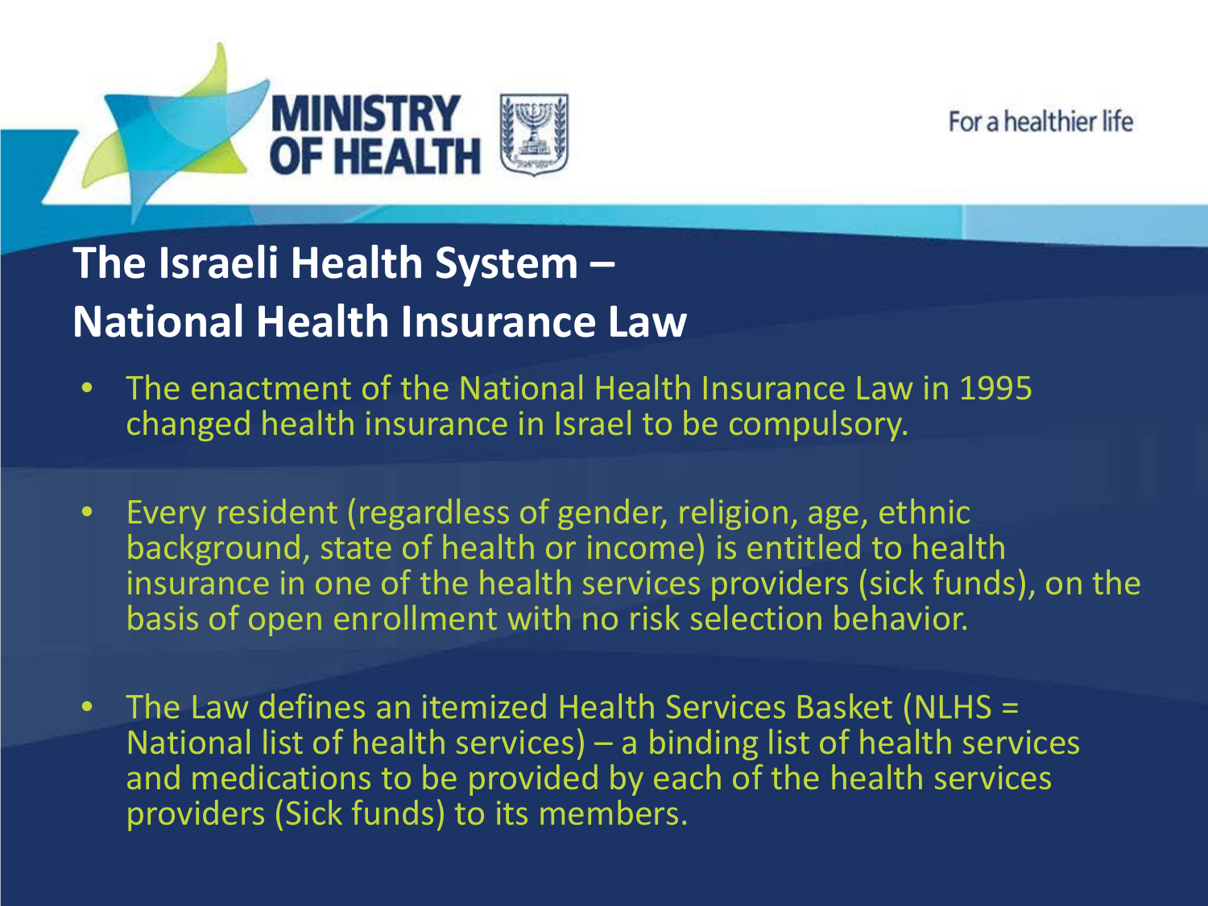## The Israeli Health System – National Health Insurance Law

- The enactment of the National Health Insurance Law in 1995 changed health insurance in Israel to be compulsory.
- Every resident (regardless of gender, religion, age, ethnic background, state of health or income) is entitled to health insurance in one of the health services providers (sick funds), on the basis of open enrollment with no risk selection behavior.
- The Law defines an itemized Health Services Basket (NLHS = National list of health services) – a binding list of health services and medications to be provided by each of the health services providers (Sick funds) to its members.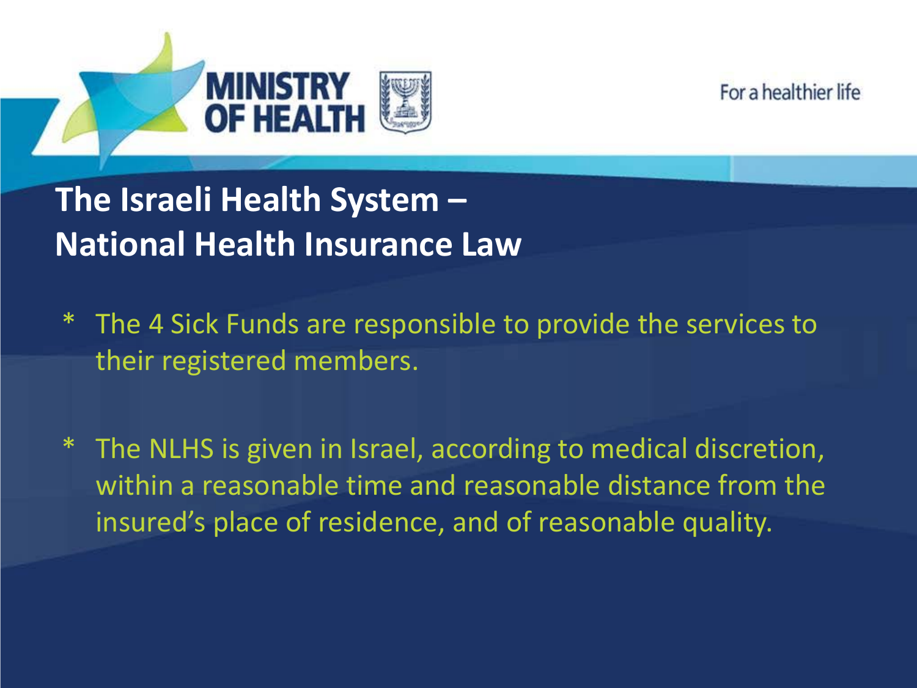## The Israeli Health System – National Health Insurance Law

* The 4 Sick Funds are responsible to provide the services to their registered members.
* The NLHS is given in Israel, according to medical discretion, within a reasonable time and reasonable distance from the insured's place of residence, and of reasonable quality.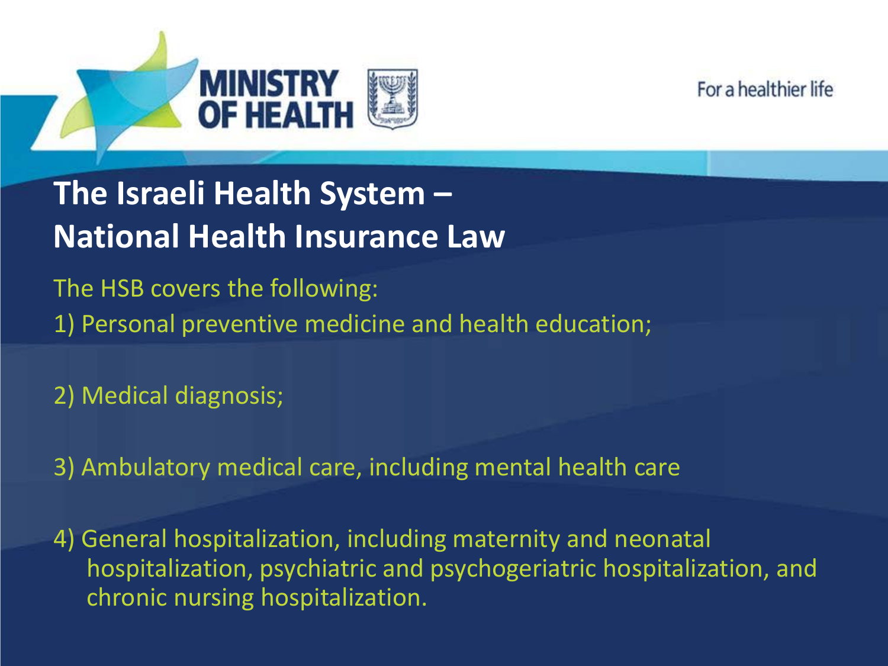# The Israeli Health System – National Health Insurance Law

The HSB covers the following:

1) Personal preventive medicine and health education;

2) Medical diagnosis;

3) Ambulatory medical care, including mental health care

4) General hospitalization, including maternity and neonatal hospitalization, psychiatric and psychogeriatric hospitalization, and chronic nursing hospitalization.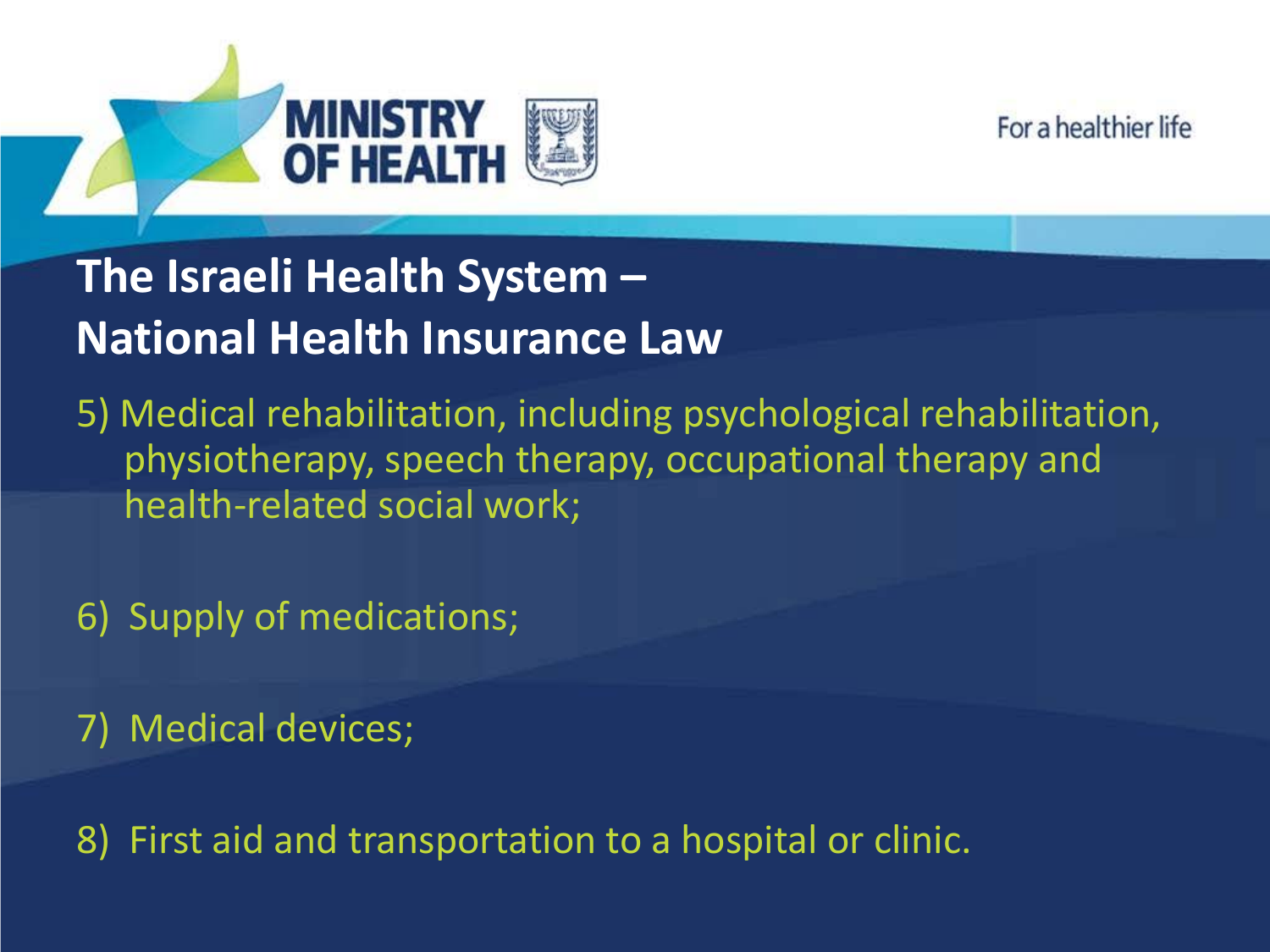## The Israeli Health System – National Health Insurance Law

5) Medical rehabilitation, including psychological rehabilitation, physiotherapy, speech therapy, occupational therapy and health-related social work;

6) Supply of medications;

7) Medical devices;

8) First aid and transportation to a hospital or clinic.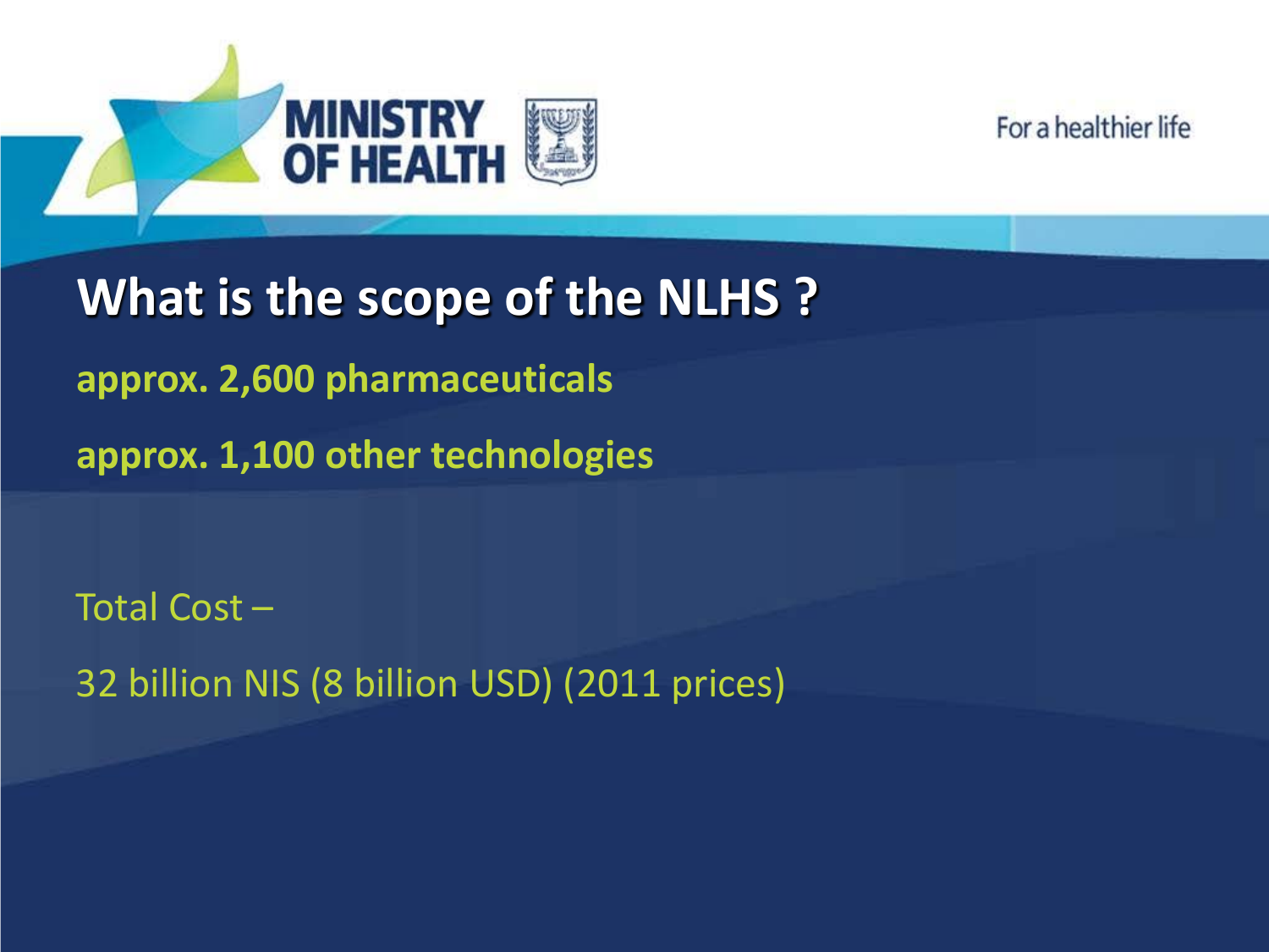## What is the scope of the NLHS ?

**approx. 2,600 pharmaceuticals**

**approx. 1,100 other technologies**

Total Cost –

32 billion NIS (8 billion USD) (2011 prices)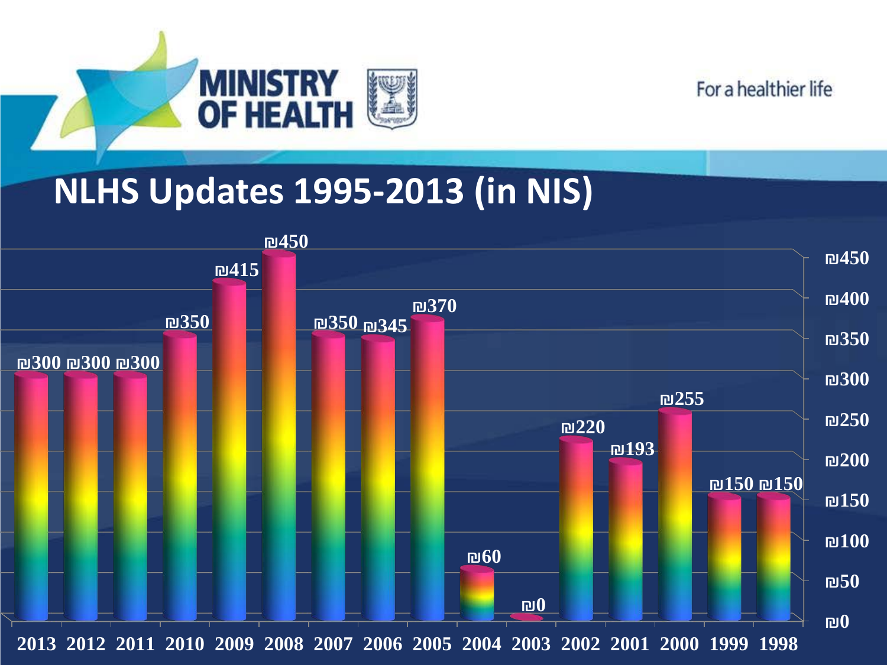# NLHS Updates 1995-2013 (in NIS)

| Year | Update (NIS) |
| --- | --- |
| 2013 | ₪300 |
| 2012 | ₪300 |
| 2011 | ₪300 |
| 2010 | ₪350 |
| 2009 | ₪415 |
| 2008 | ₪450 |
| 2007 | ₪350 |
| 2006 | ₪345 |
| 2005 | ₪370 |
| 2004 | ₪60 |
| 2003 | ₪0 |
| 2002 | ₪220 |
| 2001 | ₪193 |
| 2000 | ₪255 |
| 1999 | ₪150 |
| 1998 | ₪150 |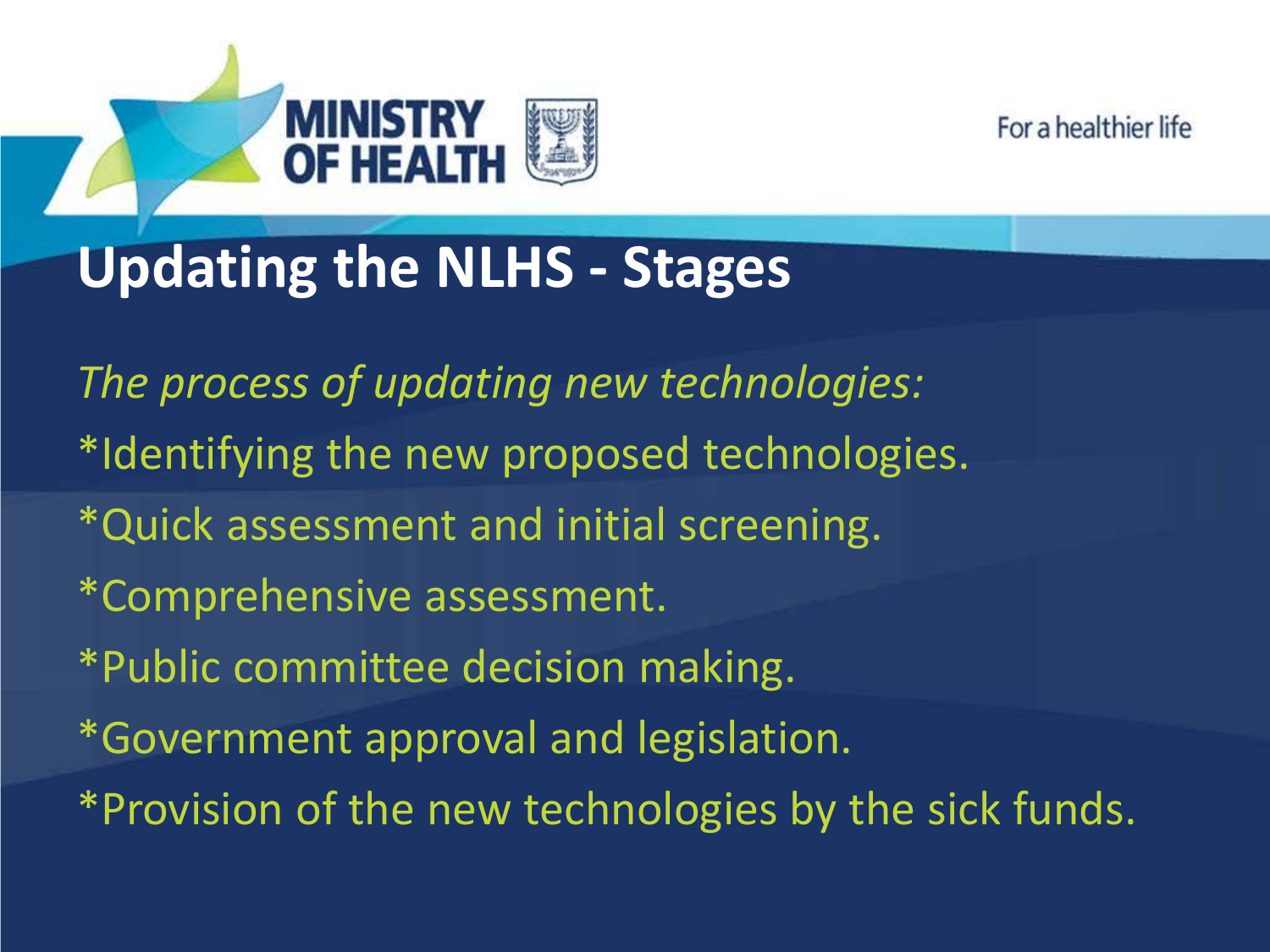# Updating the NLHS - Stages

*The process of updating new technologies:*

*Identifying the new proposed technologies.

*Quick assessment and initial screening.

*Comprehensive assessment.

*Public committee decision making.

*Government approval and legislation.

*Provision of the new technologies by the sick funds.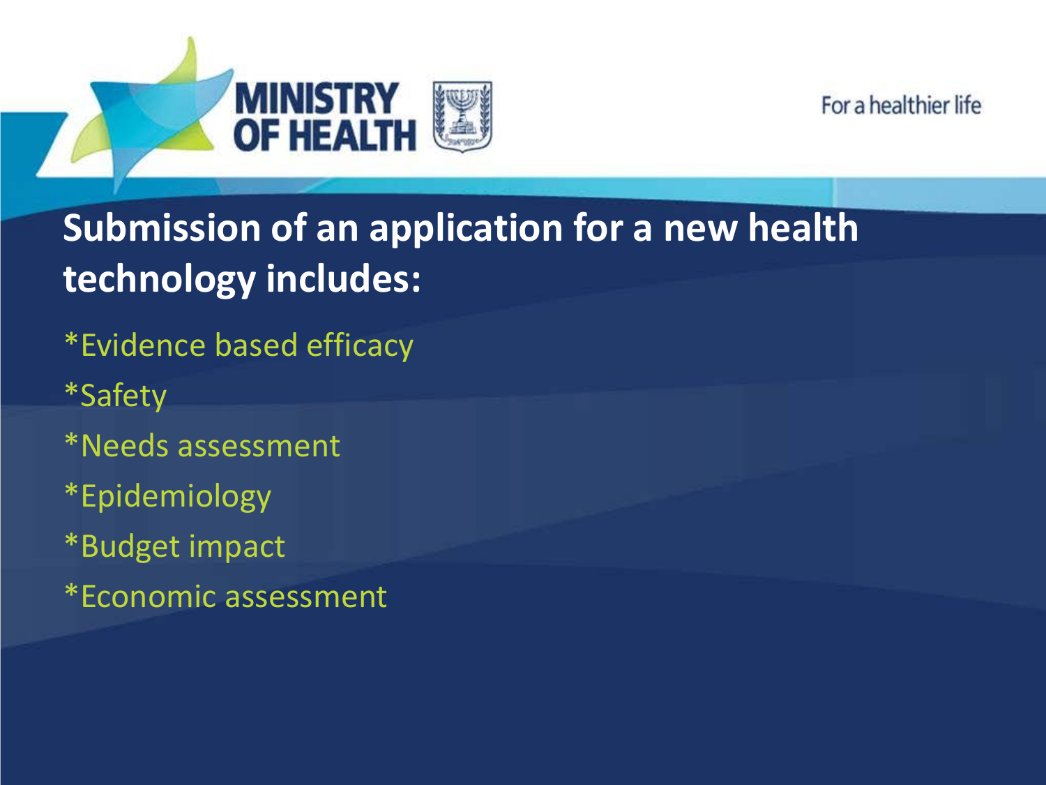## Submission of an application for a new health technology includes:

*Evidence based efficacy

*Safety

*Needs assessment

*Epidemiology

*Budget impact

*Economic assessment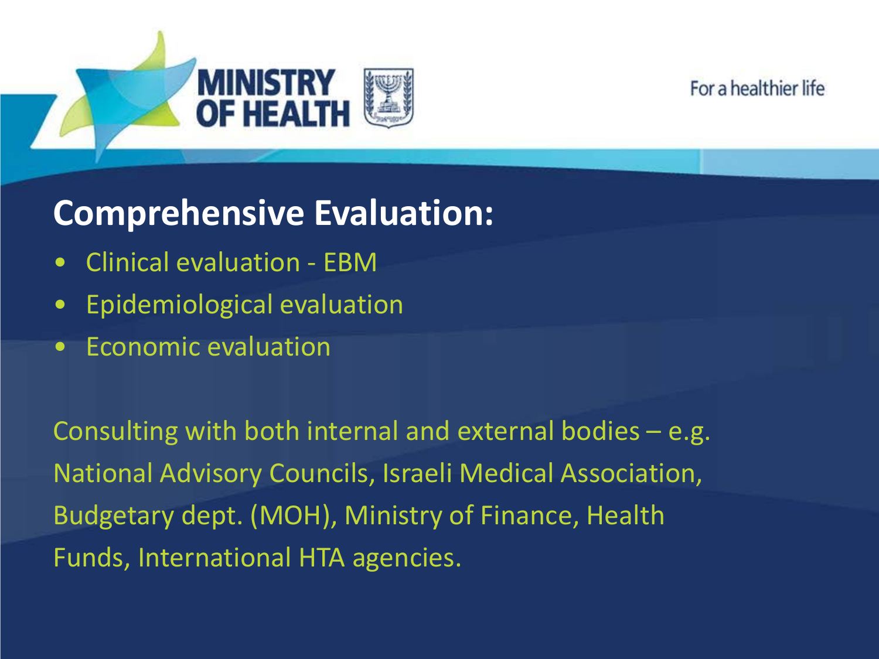## Comprehensive Evaluation:

- Clinical evaluation - EBM
- Epidemiological evaluation
- Economic evaluation

Consulting with both internal and external bodies – e.g. National Advisory Councils, Israeli Medical Association, Budgetary dept. (MOH), Ministry of Finance, Health Funds, International HTA agencies.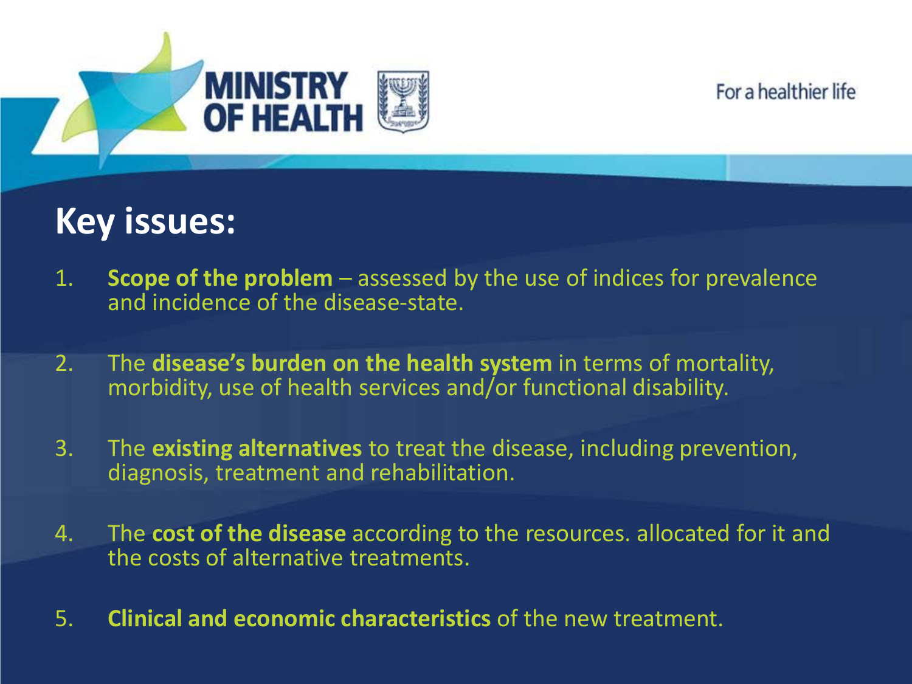## Key issues:

1. **Scope of the problem** – assessed by the use of indices for prevalence and incidence of the disease-state.

2. The **disease's burden on the health system** in terms of mortality, morbidity, use of health services and/or functional disability.

3. The **existing alternatives** to treat the disease, including prevention, diagnosis, treatment and rehabilitation.

4. The **cost of the disease** according to the resources. allocated for it and the costs of alternative treatments.

5. **Clinical and economic characteristics** of the new treatment.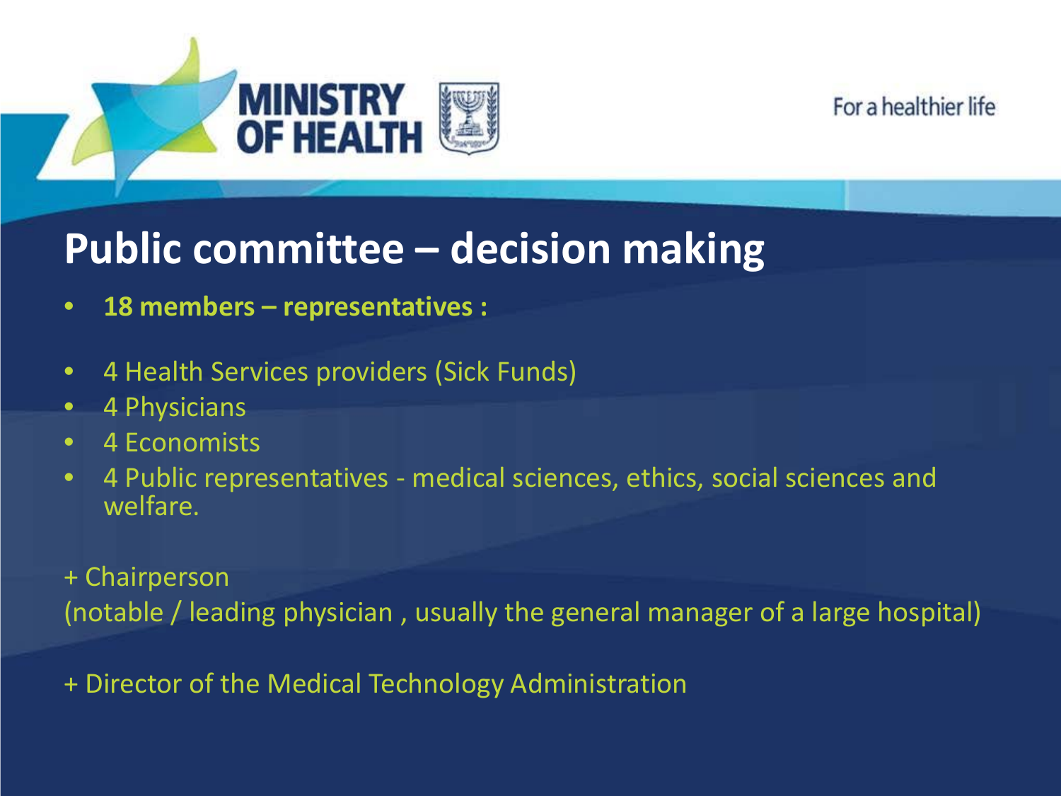## Public committee – decision making

- **18 members – representatives :**
- 4 Health Services providers (Sick Funds)
- 4 Physicians
- 4 Economists
- 4 Public representatives - medical sciences, ethics, social sciences and welfare.

+ Chairperson
(notable / leading physician , usually the general manager of a large hospital)

+ Director of the Medical Technology Administration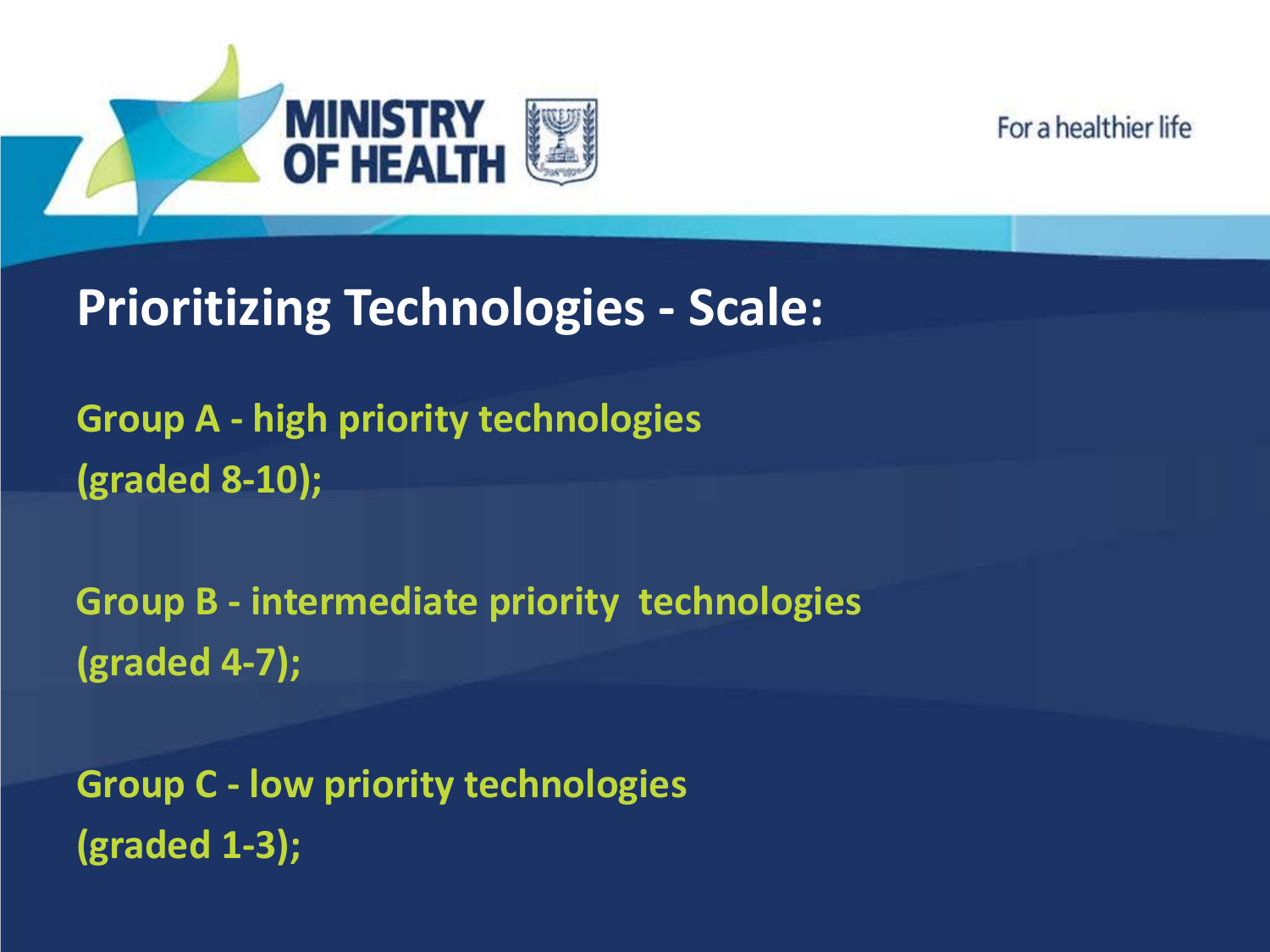# Prioritizing Technologies - Scale:

**Group A - high priority technologies (graded 8-10);**

**Group B - intermediate priority technologies (graded 4-7);**

**Group C - low priority technologies (graded 1-3);**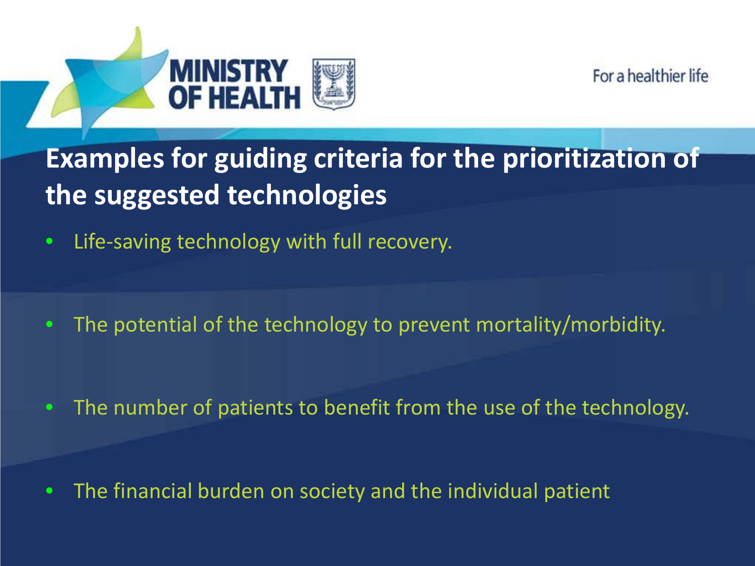## Examples for guiding criteria for the prioritization of the suggested technologies

- Life-saving technology with full recovery.
- The potential of the technology to prevent mortality/morbidity.
- The number of patients to benefit from the use of the technology.
- The financial burden on society and the individual patient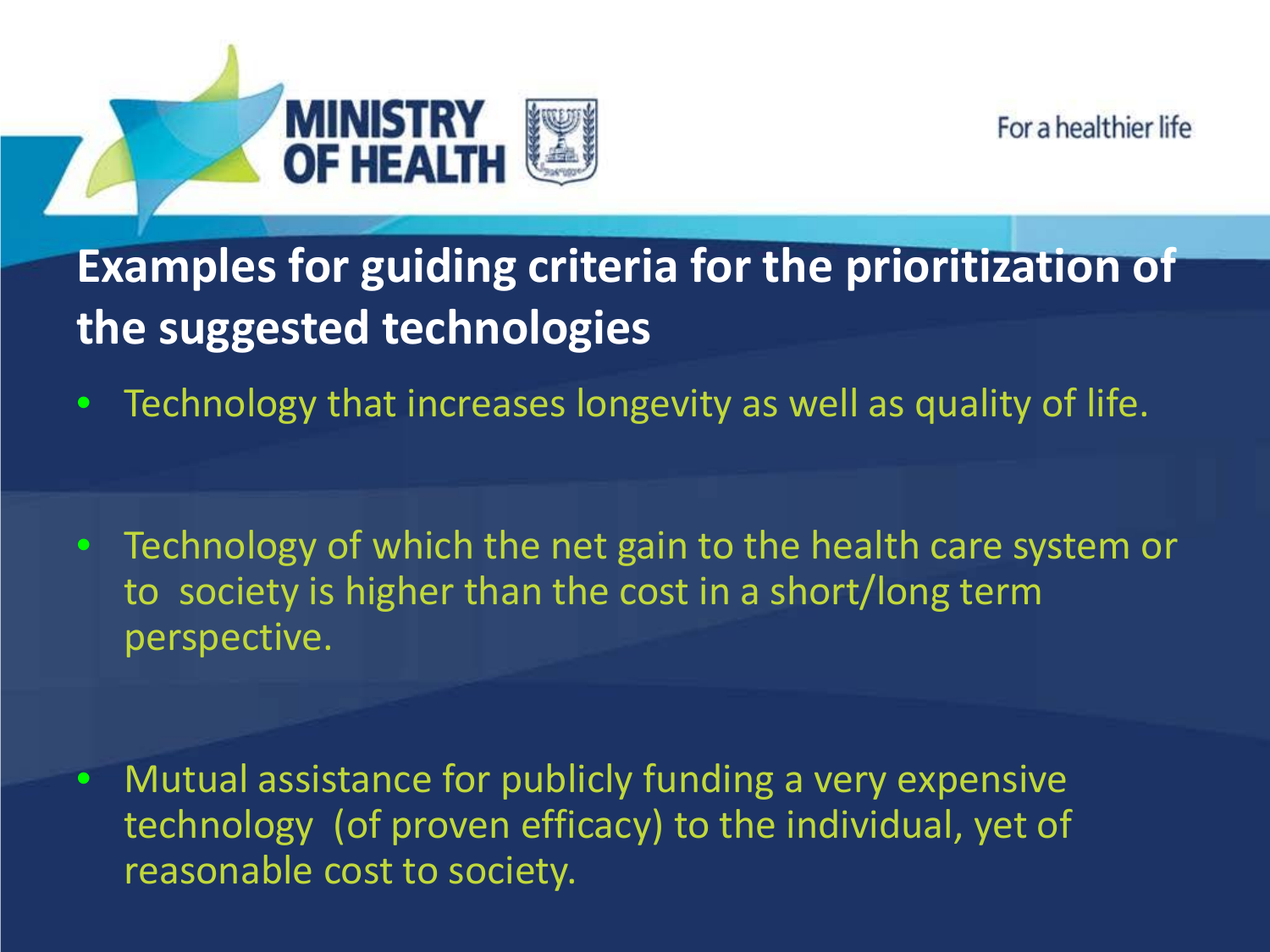## Examples for guiding criteria for the prioritization of the suggested technologies

- Technology that increases longevity as well as quality of life.
- Technology of which the net gain to the health care system or to society is higher than the cost in a short/long term perspective.
- Mutual assistance for publicly funding a very expensive technology (of proven efficacy) to the individual, yet of reasonable cost to society.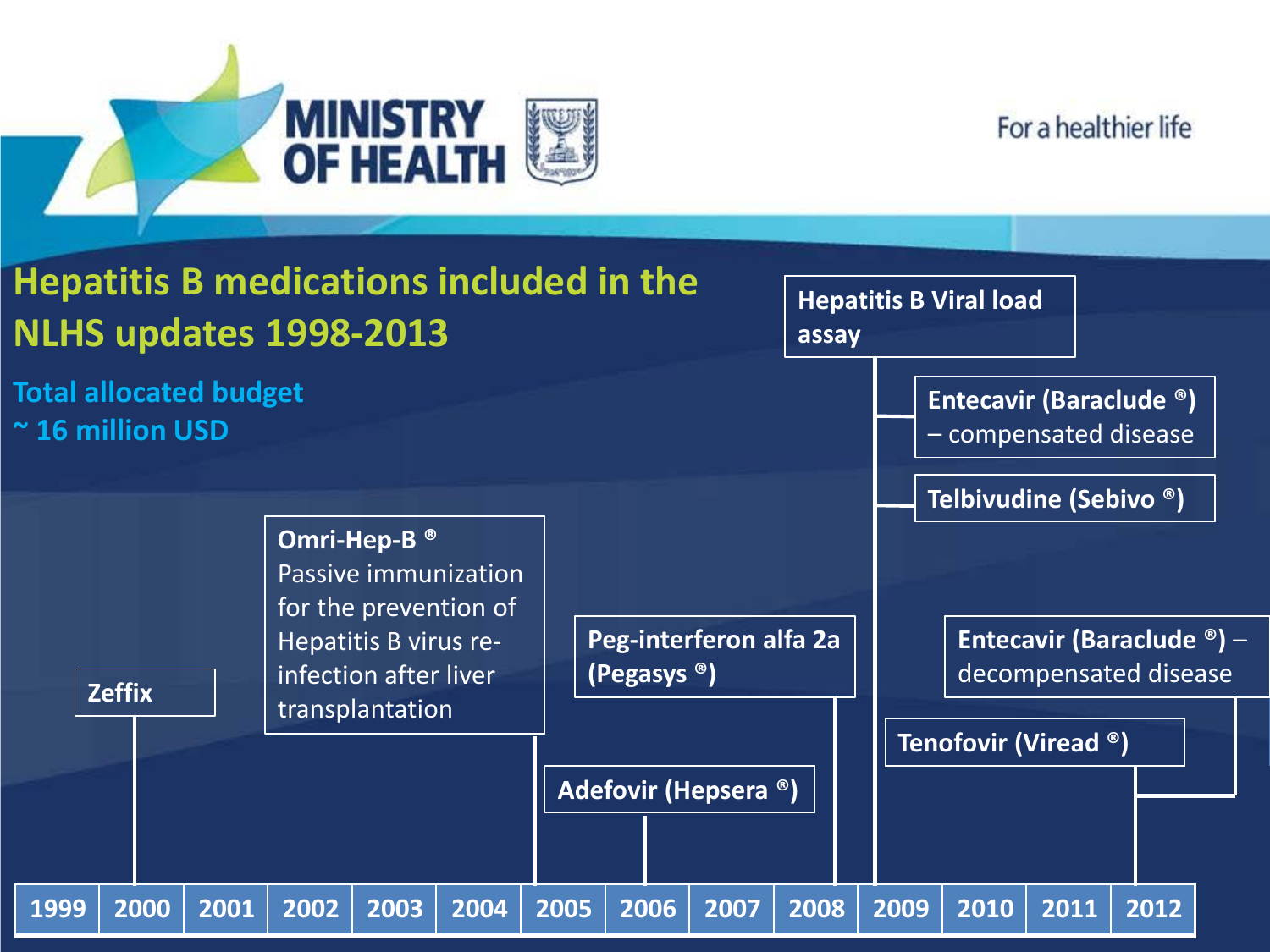MINISTRY OF HEALTH

For a healthier life

## Hepatitis B medications included in the NLHS updates 1998-2013

**Total allocated budget ~ 16 million USD**

- 2000: **Zeffix**
- 2005: **Omri-Hep-B ®** Passive immunization for the prevention of Hepatitis B virus re-infection after liver transplantation
- 2006: **Adefovir (Hepsera ®)**
- 2008: **Peg-interferon alfa 2a (Pegasys ®)**
- 2009: **Hepatitis B Viral load assay**
- 2009: **Entecavir (Baraclude ®)** – compensated disease
- 2009: **Telbivudine (Sebivo ®)**
- 2012: **Tenofovir (Viread ®)**
- 2012: **Entecavir (Baraclude ®)** – decompensated disease

| 1999 | 2000 | 2001 | 2002 | 2003 | 2004 | 2005 | 2006 | 2007 | 2008 | 2009 | 2010 | 2011 | 2012 |
|---|---|---|---|---|---|---|---|---|---|---|---|---|---|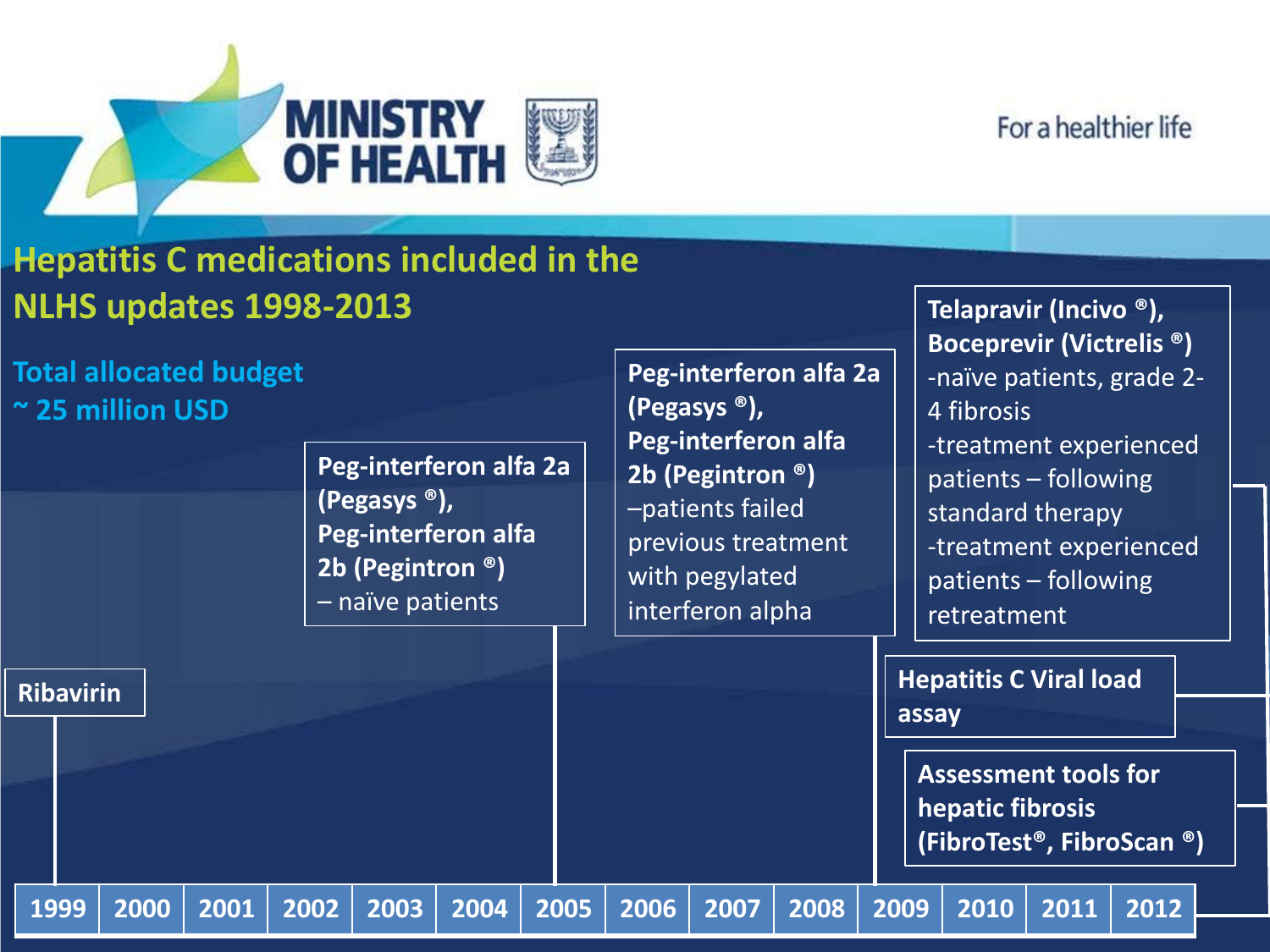# Hepatitis C medications included in the NLHS updates 1998-2013

**Total allocated budget ~ 25 million USD**

**Ribavirin** — 1999

**Peg-interferon alfa 2a (Pegasys ®), Peg-interferon alfa 2b (Pegintron ®)** – naïve patients — 2005

**Peg-interferon alfa 2a (Pegasys ®), Peg-interferon alfa 2b (Pegintron ®)** –patients failed previous treatment with pegylated interferon alpha — 2009

**Telapravir (Incivo ®), Boceprevir (Victrelis ®)**
- -naïve patients, grade 2-4 fibrosis
- -treatment experienced patients – following standard therapy
- -treatment experienced patients – following retreatment

**Hepatitis C Viral load assay**

**Assessment tools for hepatic fibrosis (FibroTest®, FibroScan ®)**

| 1999 | 2000 | 2001 | 2002 | 2003 | 2004 | 2005 | 2006 | 2007 | 2008 | 2009 | 2010 | 2011 | 2012 |
|---|---|---|---|---|---|---|---|---|---|---|---|---|---|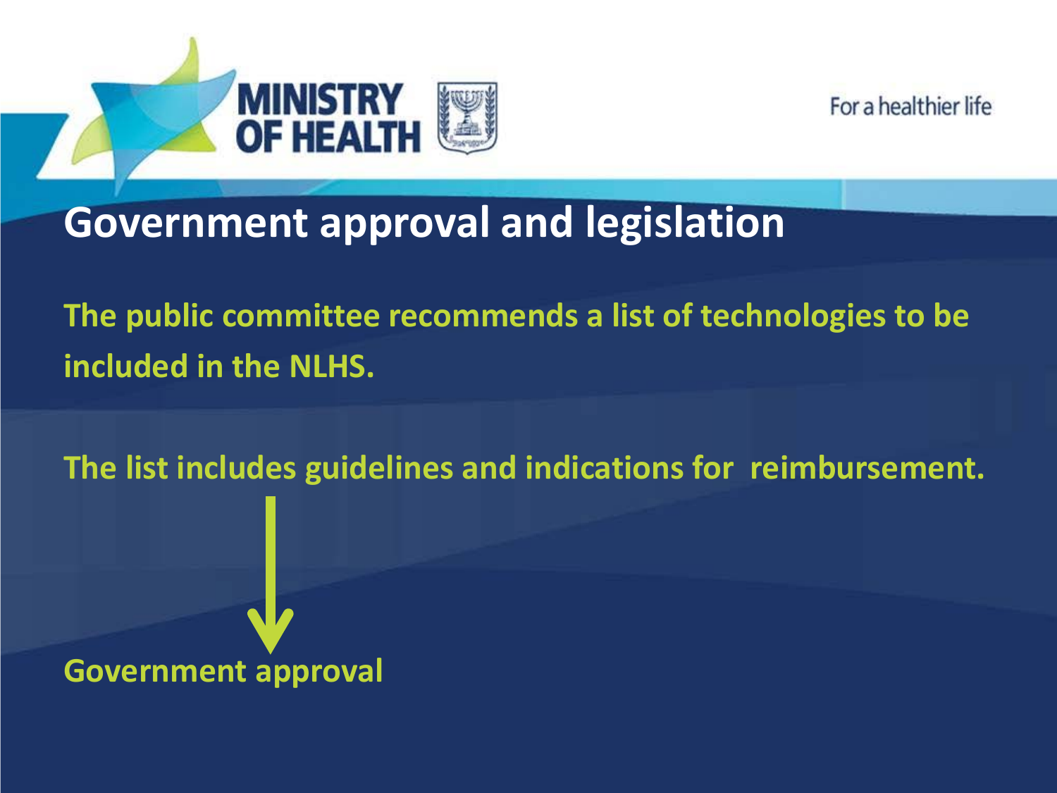## Government approval and legislation

The public committee recommends a list of technologies to be included in the NLHS.

The list includes guidelines and indications for reimbursement.

↓

Government approval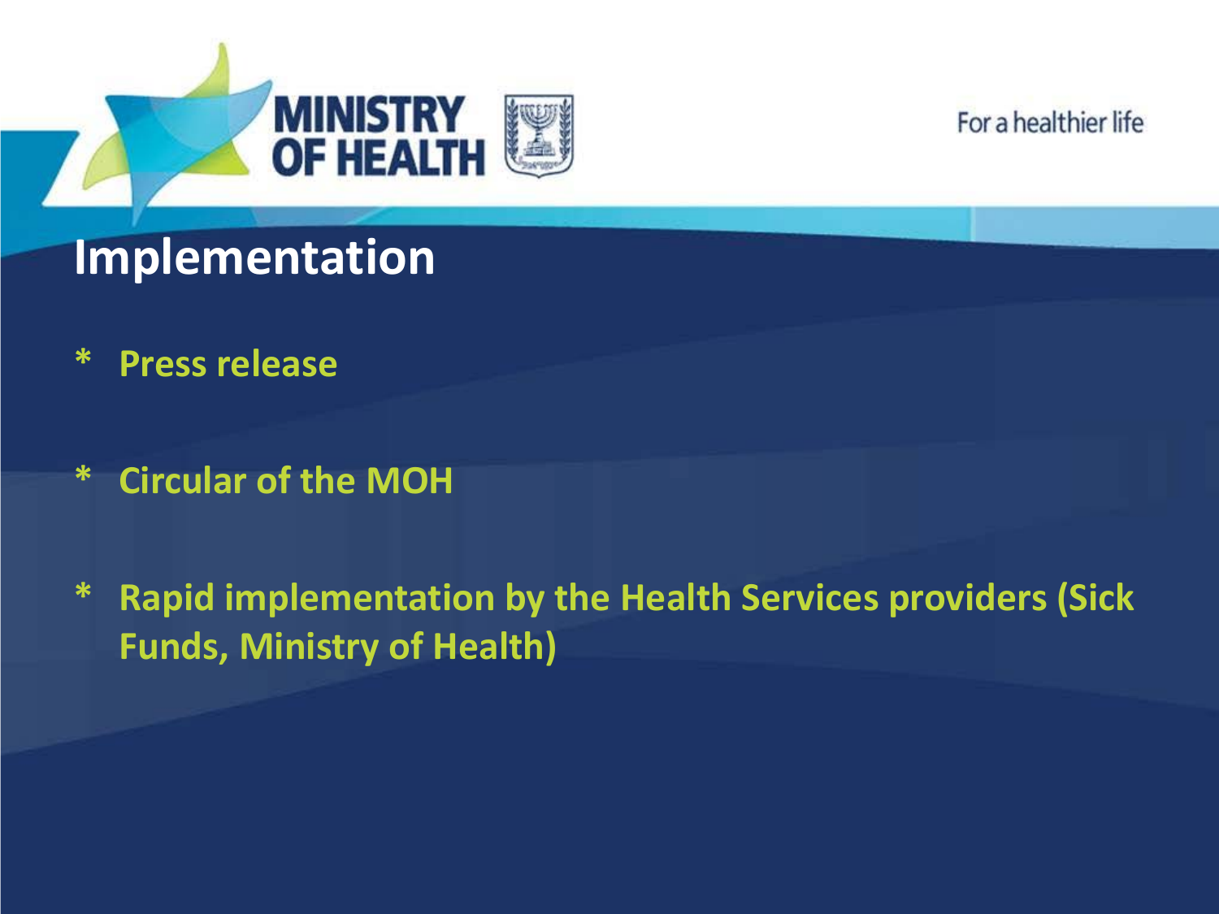## Implementation

* Press release

* Circular of the MOH

* Rapid implementation by the Health Services providers (Sick Funds, Ministry of Health)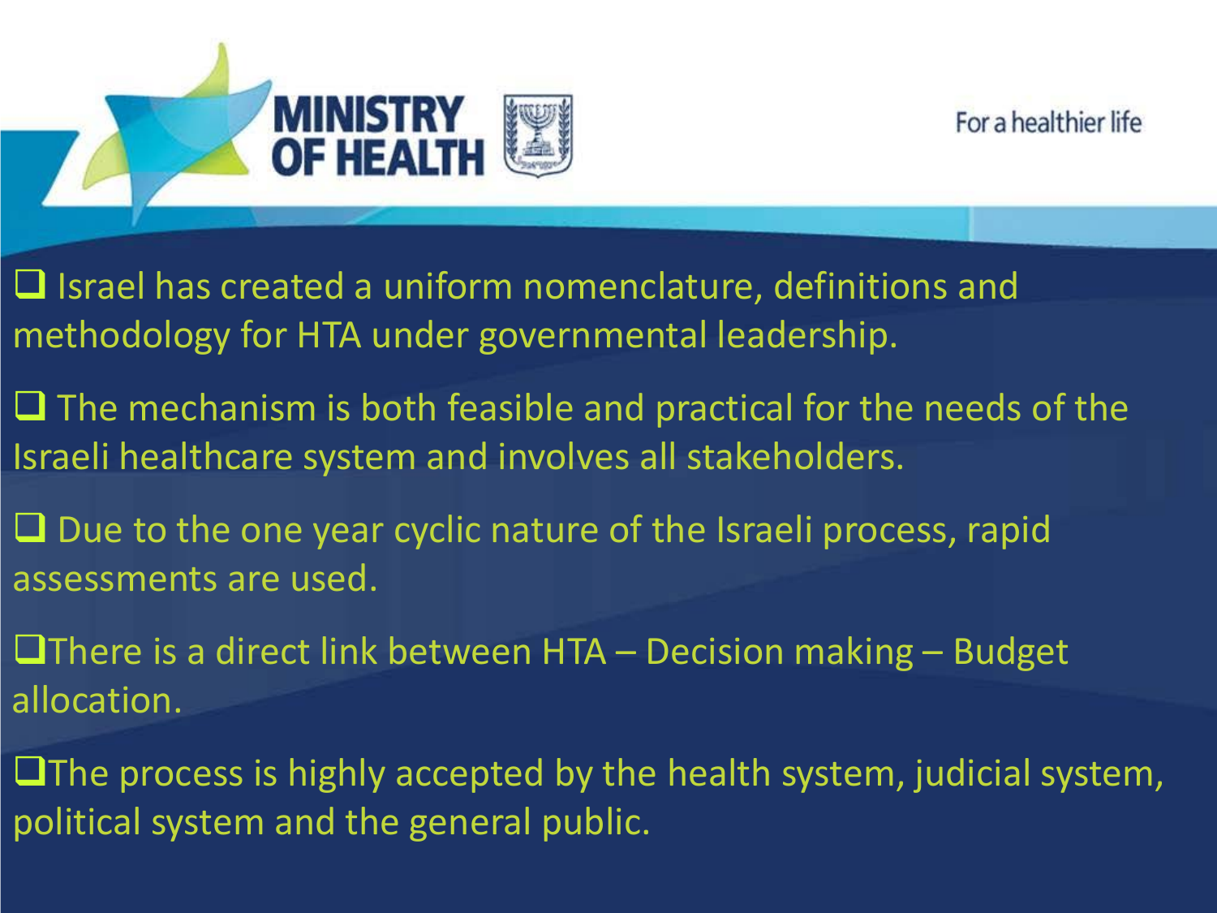- Israel has created a uniform nomenclature, definitions and methodology for HTA under governmental leadership.
- The mechanism is both feasible and practical for the needs of the Israeli healthcare system and involves all stakeholders.
- Due to the one year cyclic nature of the Israeli process, rapid assessments are used.
- There is a direct link between HTA – Decision making – Budget allocation.
- The process is highly accepted by the health system, judicial system, political system and the general public.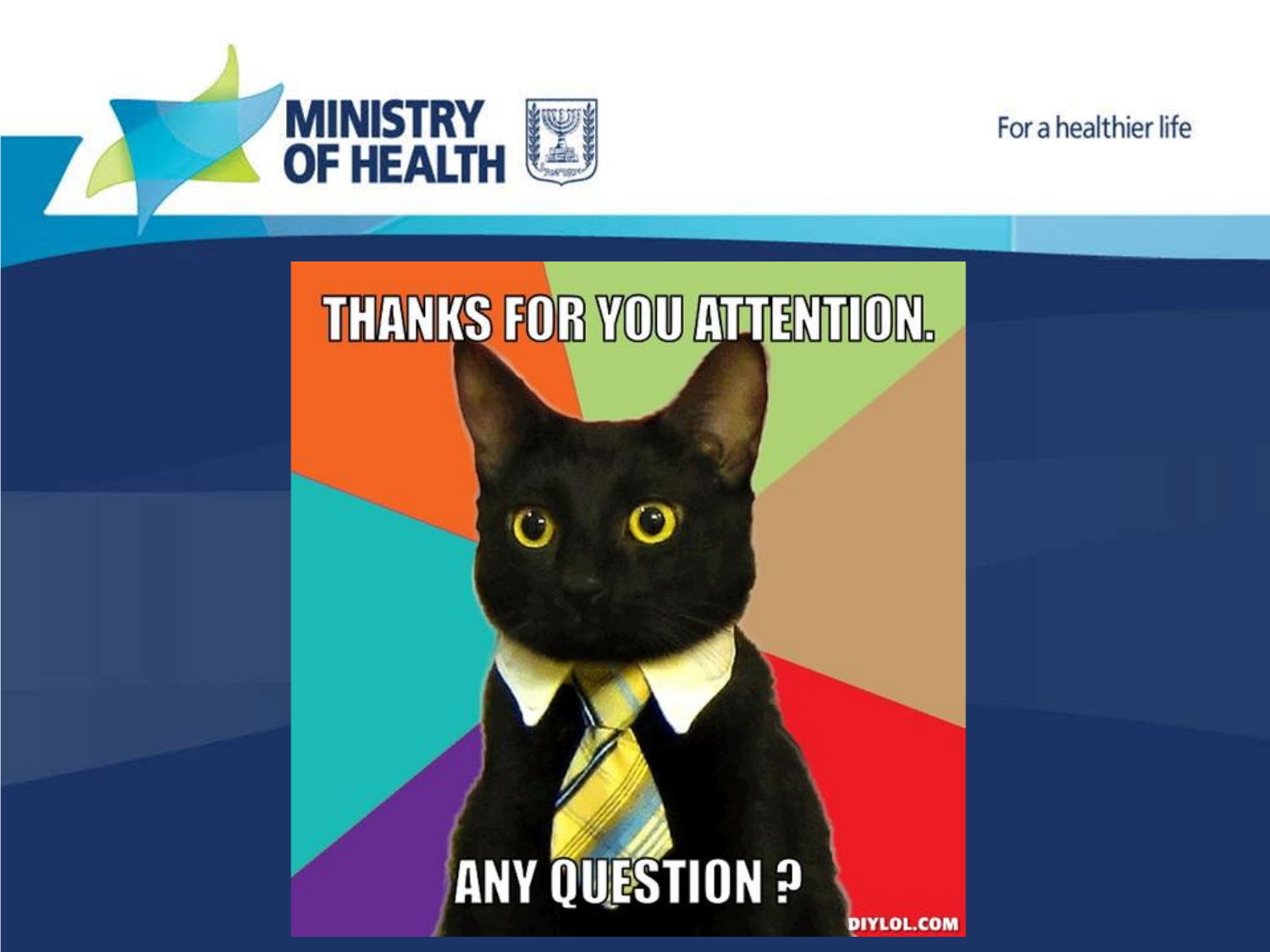MINISTRY OF HEALTH

For a healthier life

THANKS FOR YOU ATTENTION.

ANY QUESTION ?

DIYLOL.COM